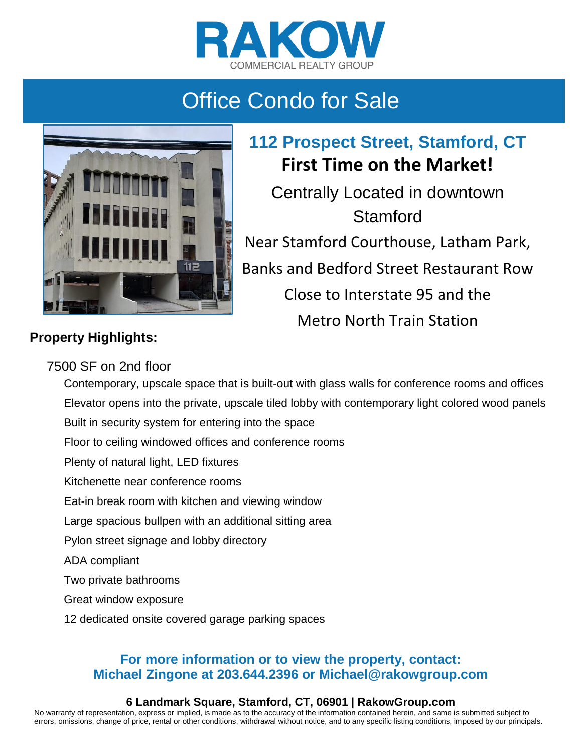# RAKOW
COMMERCIAL REALTY GROUP

## Office Condo for Sale

### 112 Prospect Street, Stamford, CT

**First Time on the Market!**

Centrally Located in downtown Stamford

Near Stamford Courthouse, Latham Park, Banks and Bedford Street Restaurant Row

Close to Interstate 95 and the Metro North Train Station

**Property Highlights:**

7500 SF on 2nd floor

- Contemporary, upscale space that is built-out with glass walls for conference rooms and offices
- Elevator opens into the private, upscale tiled lobby with contemporary light colored wood panels
- Built in security system for entering into the space
- Floor to ceiling windowed offices and conference rooms
- Plenty of natural light, LED fixtures
- Kitchenette near conference rooms
- Eat-in break room with kitchen and viewing window
- Large spacious bullpen with an additional sitting area
- Pylon street signage and lobby directory
- ADA compliant
- Two private bathrooms
- Great window exposure
- 12 dedicated onsite covered garage parking spaces

**For more information or to view the property, contact:**
**Michael Zingone at 203.644.2396 or Michael@rakowgroup.com**

**6 Landmark Square, Stamford, CT, 06901 | RakowGroup.com**

No warranty of representation, express or implied, is made as to the accuracy of the information contained herein, and same is submitted subject to errors, omissions, change of price, rental or other conditions, withdrawal without notice, and to any specific listing conditions, imposed by our principals.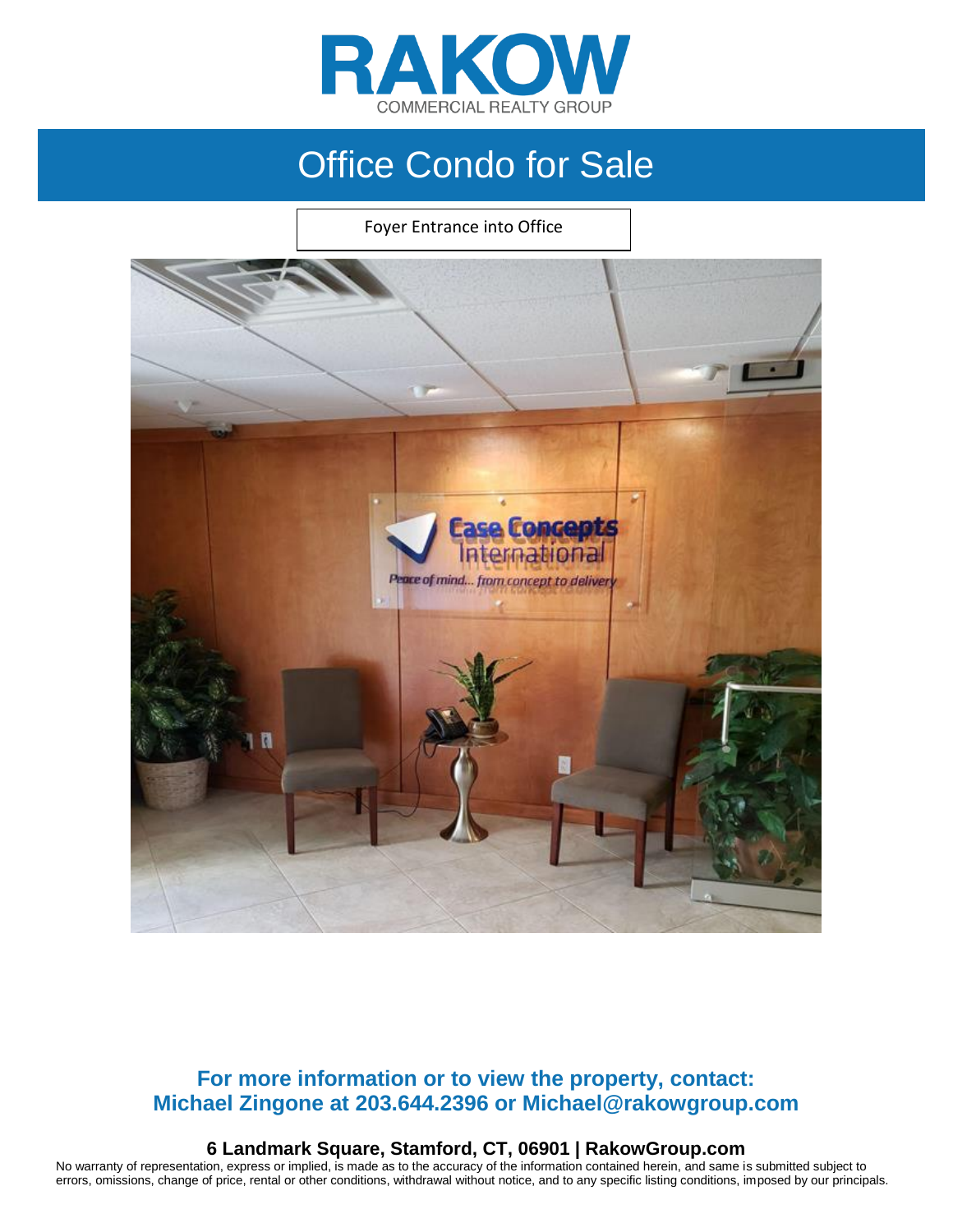# RAKOW

COMMERCIAL REALTY GROUP

## Office Condo for Sale

Foyer Entrance into Office

**For more information or to view the property, contact:**
**Michael Zingone at 203.644.2396 or Michael@rakowgroup.com**

**6 Landmark Square, Stamford, CT, 06901 | RakowGroup.com**

No warranty of representation, express or implied, is made as to the accuracy of the information contained herein, and same is submitted subject to errors, omissions, change of price, rental or other conditions, withdrawal without notice, and to any specific listing conditions, imposed by our principals.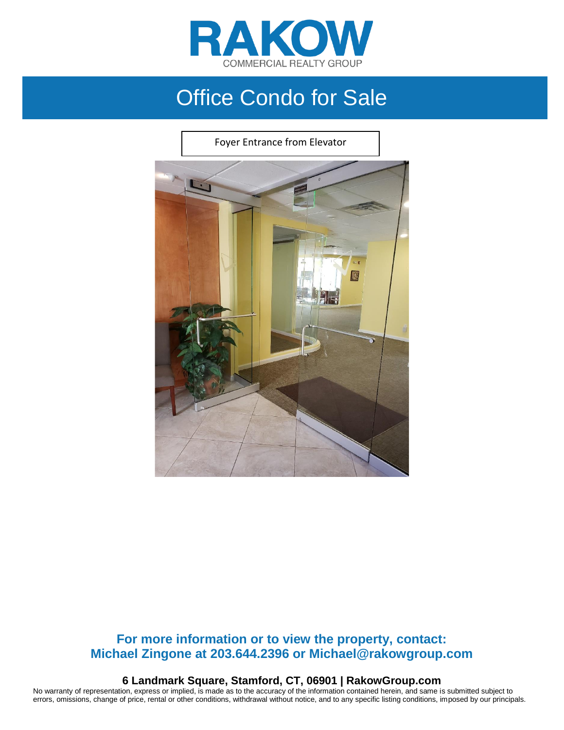RAKOW

COMMERCIAL REALTY GROUP

# Office Condo for Sale

Foyer Entrance from Elevator

**For more information or to view the property, contact:**
**Michael Zingone at 203.644.2396 or Michael@rakowgroup.com**

**6 Landmark Square, Stamford, CT, 06901 | RakowGroup.com**

No warranty of representation, express or implied, is made as to the accuracy of the information contained herein, and same is submitted subject to errors, omissions, change of price, rental or other conditions, withdrawal without notice, and to any specific listing conditions, imposed by our principals.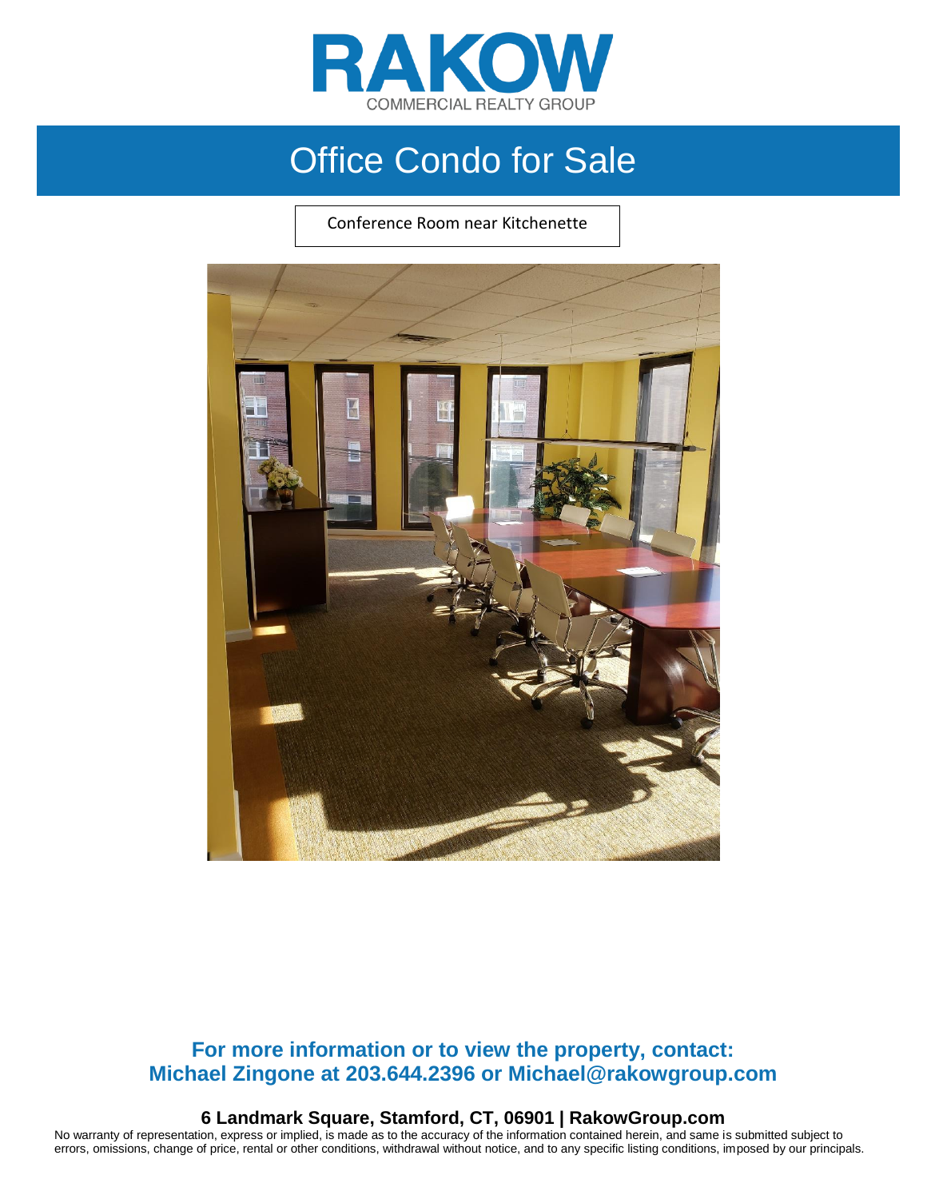# RAKOW
COMMERCIAL REALTY GROUP

## Office Condo for Sale

Conference Room near Kitchenette

**For more information or to view the property, contact:**
**Michael Zingone at 203.644.2396 or Michael@rakowgroup.com**

**6 Landmark Square, Stamford, CT, 06901 | RakowGroup.com**

No warranty of representation, express or implied, is made as to the accuracy of the information contained herein, and same is submitted subject to errors, omissions, change of price, rental or other conditions, withdrawal without notice, and to any specific listing conditions, imposed by our principals.